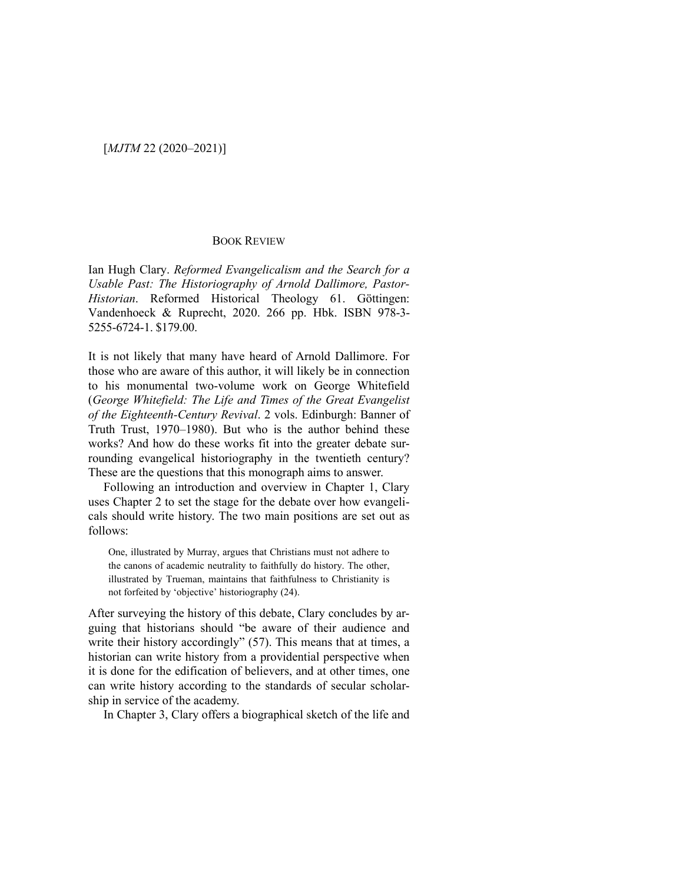## BOOK REVIEW

Ian Hugh Clary. *Reformed Evangelicalism and the Search for a Usable Past: The Historiography of Arnold Dallimore, Pastor-Historian*. Reformed Historical Theology 61. Göttingen: Vandenhoeck & Ruprecht, 2020. 266 pp. Hbk. ISBN 978-3-5255-6724-1. $179.00.

It is not likely that many have heard of Arnold Dallimore. For those who are aware of this author, it will likely be in connection to his monumental two-volume work on George Whitefield (*George Whitefield: The Life and Times of the Great Evangelist of the Eighteenth-Century Revival*. 2 vols. Edinburgh: Banner of Truth Trust, 1970–1980). But who is the author behind these works? And how do these works fit into the greater debate surrounding evangelical historiography in the twentieth century? These are the questions that this monograph aims to answer.

Following an introduction and overview in Chapter 1, Clary uses Chapter 2 to set the stage for the debate over how evangelicals should write history. The two main positions are set out as follows:

> One, illustrated by Murray, argues that Christians must not adhere to the canons of academic neutrality to faithfully do history. The other, illustrated by Trueman, maintains that faithfulness to Christianity is not forfeited by 'objective' historiography (24).

After surveying the history of this debate, Clary concludes by arguing that historians should "be aware of their audience and write their history accordingly" (57). This means that at times, a historian can write history from a providential perspective when it is done for the edification of believers, and at other times, one can write history according to the standards of secular scholarship in service of the academy.

In Chapter 3, Clary offers a biographical sketch of the life and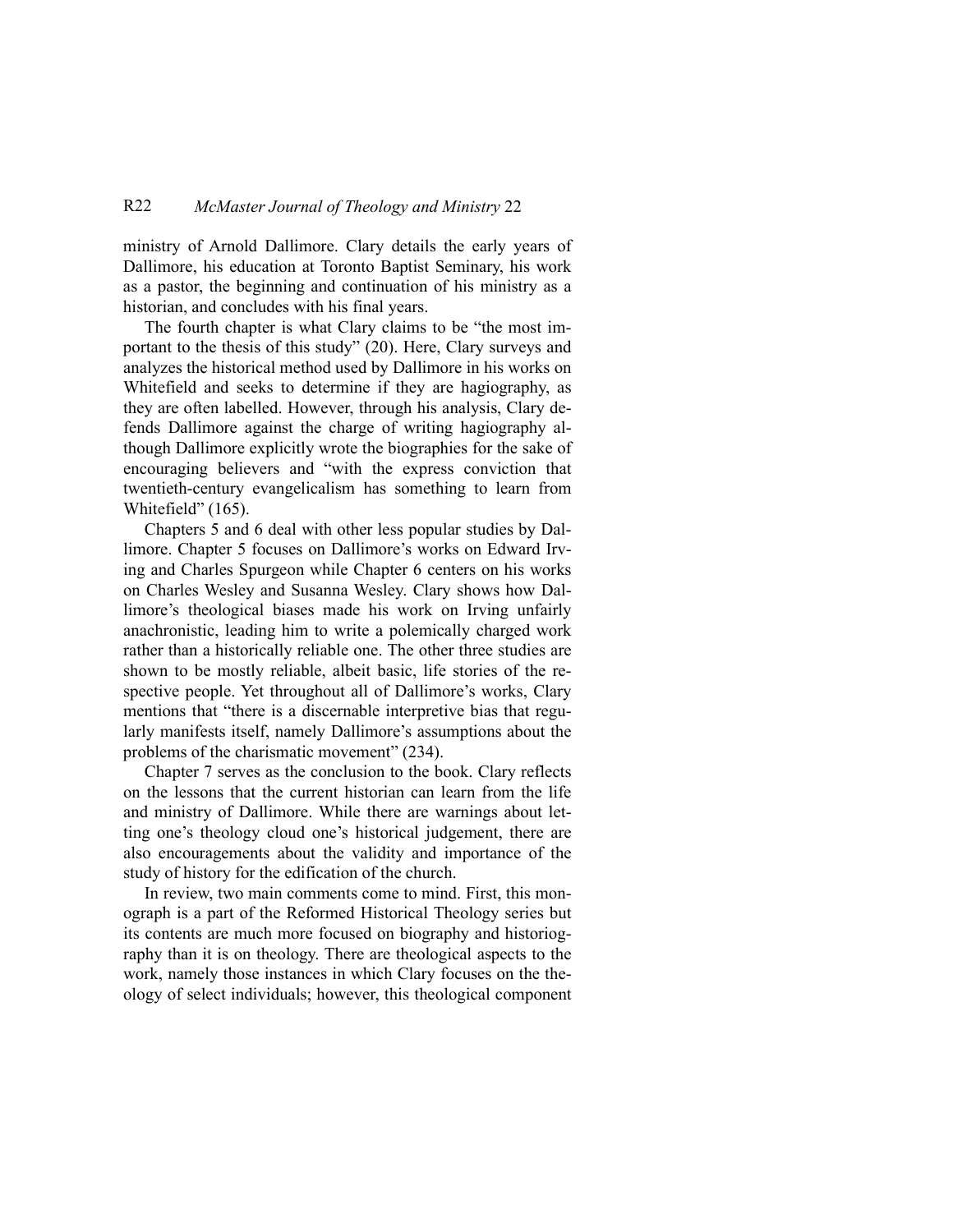ministry of Arnold Dallimore. Clary details the early years of Dallimore, his education at Toronto Baptist Seminary, his work as a pastor, the beginning and continuation of his ministry as a historian, and concludes with his final years.

The fourth chapter is what Clary claims to be "the most important to the thesis of this study" (20). Here, Clary surveys and analyzes the historical method used by Dallimore in his works on Whitefield and seeks to determine if they are hagiography, as they are often labelled. However, through his analysis, Clary defends Dallimore against the charge of writing hagiography although Dallimore explicitly wrote the biographies for the sake of encouraging believers and "with the express conviction that twentieth-century evangelicalism has something to learn from Whitefield" (165).

Chapters 5 and 6 deal with other less popular studies by Dallimore. Chapter 5 focuses on Dallimore's works on Edward Irving and Charles Spurgeon while Chapter 6 centers on his works on Charles Wesley and Susanna Wesley. Clary shows how Dallimore's theological biases made his work on Irving unfairly anachronistic, leading him to write a polemically charged work rather than a historically reliable one. The other three studies are shown to be mostly reliable, albeit basic, life stories of the respective people. Yet throughout all of Dallimore's works, Clary mentions that "there is a discernable interpretive bias that regularly manifests itself, namely Dallimore's assumptions about the problems of the charismatic movement" (234).

Chapter 7 serves as the conclusion to the book. Clary reflects on the lessons that the current historian can learn from the life and ministry of Dallimore. While there are warnings about letting one's theology cloud one's historical judgement, there are also encouragements about the validity and importance of the study of history for the edification of the church.

In review, two main comments come to mind. First, this monograph is a part of the Reformed Historical Theology series but its contents are much more focused on biography and historiography than it is on theology. There are theological aspects to the work, namely those instances in which Clary focuses on the theology of select individuals; however, this theological component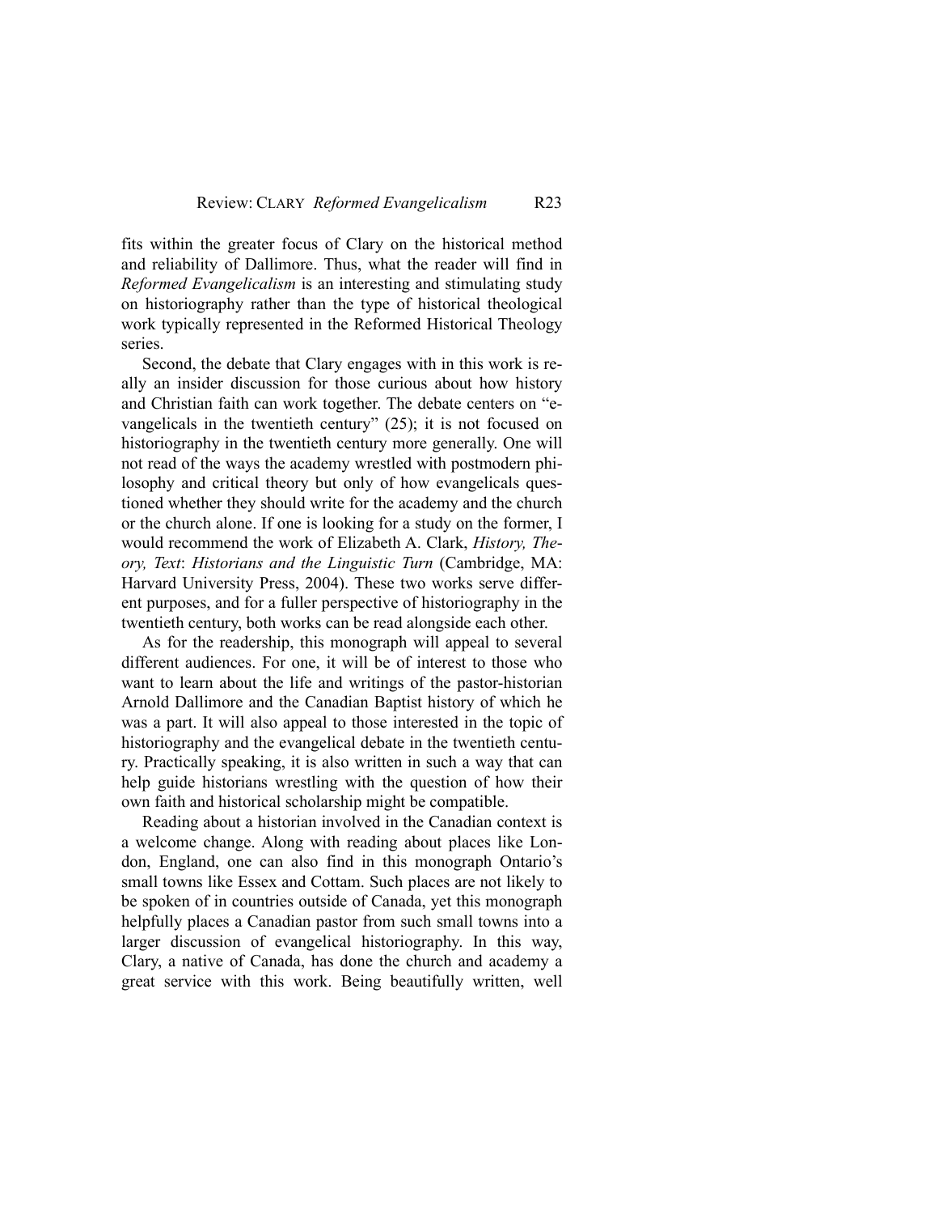fits within the greater focus of Clary on the historical method and reliability of Dallimore. Thus, what the reader will find in *Reformed Evangelicalism* is an interesting and stimulating study on historiography rather than the type of historical theological work typically represented in the Reformed Historical Theology series.

Second, the debate that Clary engages with in this work is really an insider discussion for those curious about how history and Christian faith can work together. The debate centers on "evangelicals in the twentieth century" (25); it is not focused on historiography in the twentieth century more generally. One will not read of the ways the academy wrestled with postmodern philosophy and critical theory but only of how evangelicals questioned whether they should write for the academy and the church or the church alone. If one is looking for a study on the former, I would recommend the work of Elizabeth A. Clark, *History, Theory, Text*: *Historians and the Linguistic Turn* (Cambridge, MA: Harvard University Press, 2004). These two works serve different purposes, and for a fuller perspective of historiography in the twentieth century, both works can be read alongside each other.

As for the readership, this monograph will appeal to several different audiences. For one, it will be of interest to those who want to learn about the life and writings of the pastor-historian Arnold Dallimore and the Canadian Baptist history of which he was a part. It will also appeal to those interested in the topic of historiography and the evangelical debate in the twentieth century. Practically speaking, it is also written in such a way that can help guide historians wrestling with the question of how their own faith and historical scholarship might be compatible.

Reading about a historian involved in the Canadian context is a welcome change. Along with reading about places like London, England, one can also find in this monograph Ontario's small towns like Essex and Cottam. Such places are not likely to be spoken of in countries outside of Canada, yet this monograph helpfully places a Canadian pastor from such small towns into a larger discussion of evangelical historiography. In this way, Clary, a native of Canada, has done the church and academy a great service with this work. Being beautifully written, well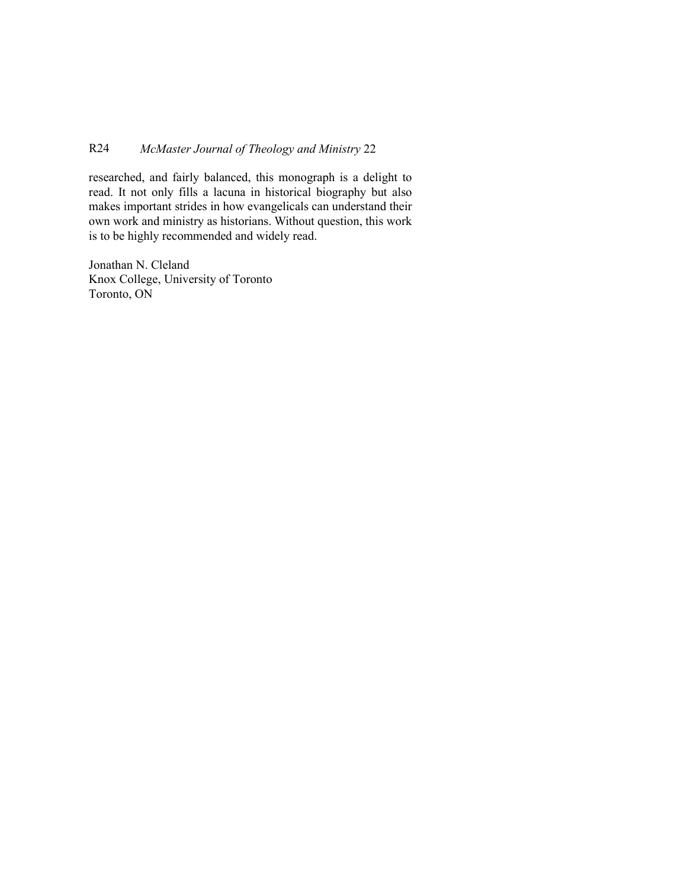researched, and fairly balanced, this monograph is a delight to read. It not only fills a lacuna in historical biography but also makes important strides in how evangelicals can understand their own work and ministry as historians. Without question, this work is to be highly recommended and widely read.

Jonathan N. Cleland
Knox College, University of Toronto
Toronto, ON